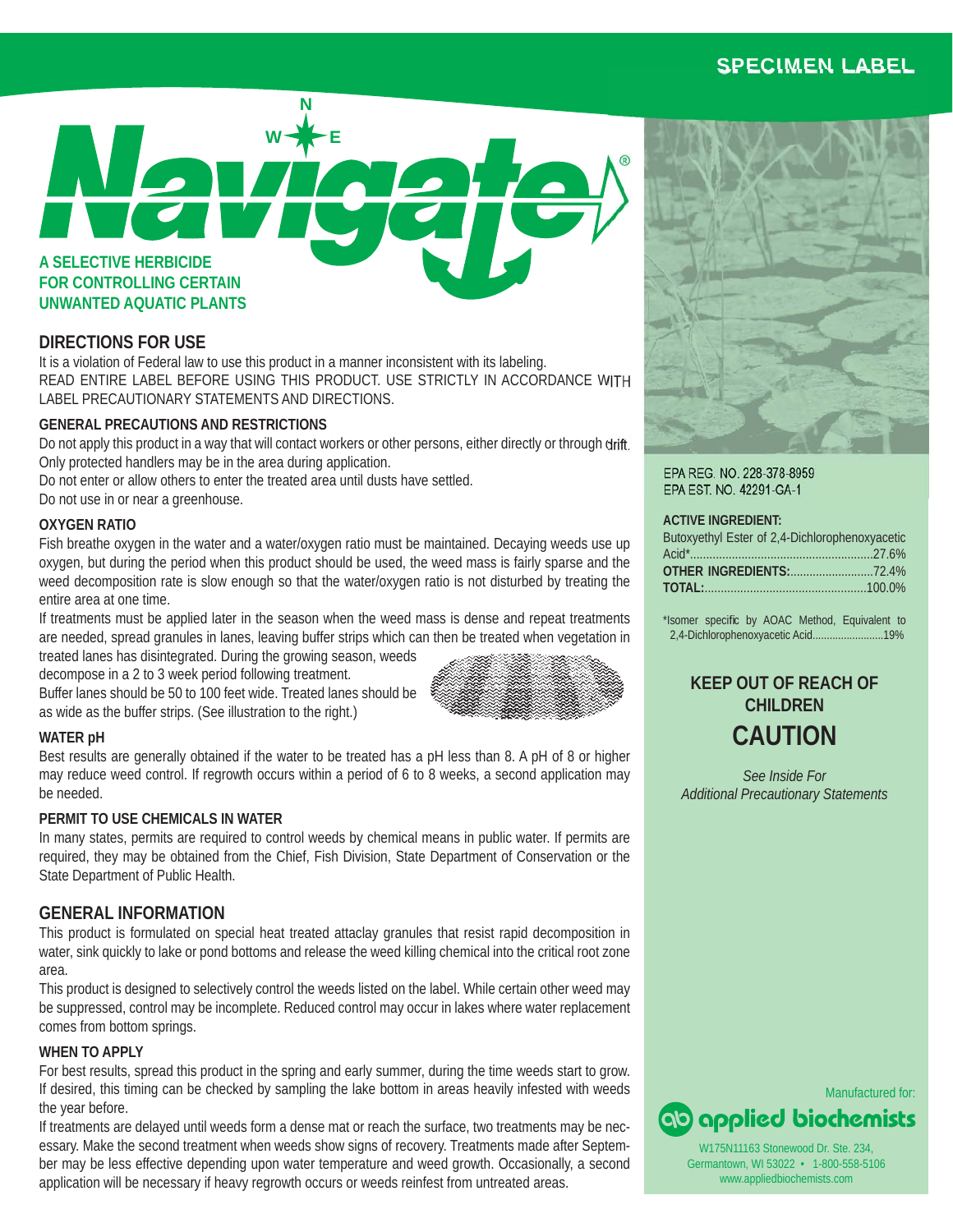SPECIMEN LABEL

# Navigate®

**A SELECTIVE HERBICIDE FOR CONTROLLING CERTAIN UNWANTED AQUATIC PLANTS**

EPA REG. NO. 228-378-8959
EPA EST. NO. 42291-GA-1

**ACTIVE INGREDIENT:**

| | |
|---|---|
| Butoxyethyl Ester of 2,4-Dichlorophenoxyacetic Acid* | 27.6% |
| **OTHER INGREDIENTS:** | 72.4% |
| **TOTAL:** | 100.0% |

*Isomer specific by AOAC Method, Equivalent to 2,4-Dichlorophenoxyacetic Acid.........................19%

**KEEP OUT OF REACH OF CHILDREN**

**CAUTION**

*See Inside For Additional Precautionary Statements*

## DIRECTIONS FOR USE

It is a violation of Federal law to use this product in a manner inconsistent with its labeling.
READ ENTIRE LABEL BEFORE USING THIS PRODUCT. USE STRICTLY IN ACCORDANCE WITH LABEL PRECAUTIONARY STATEMENTS AND DIRECTIONS.

### GENERAL PRECAUTIONS AND RESTRICTIONS

Do not apply this product in a way that will contact workers or other persons, either directly or through drift. Only protected handlers may be in the area during application.
Do not enter or allow others to enter the treated area until dusts have settled.
Do not use in or near a greenhouse.

### OXYGEN RATIO

Fish breathe oxygen in the water and a water/oxygen ratio must be maintained. Decaying weeds use up oxygen, but during the period when this product should be used, the weed mass is fairly sparse and the weed decomposition rate is slow enough so that the water/oxygen ratio is not disturbed by treating the entire area at one time.

If treatments must be applied later in the season when the weed mass is dense and repeat treatments are needed, spread granules in lanes, leaving buffer strips which can then be treated when vegetation in treated lanes has disintegrated. During the growing season, weeds decompose in a 2 to 3 week period following treatment.
Buffer lanes should be 50 to 100 feet wide. Treated lanes should be as wide as the buffer strips. (See illustration to the right.)

### WATER pH

Best results are generally obtained if the water to be treated has a pH less than 8. A pH of 8 or higher may reduce weed control. If regrowth occurs within a period of 6 to 8 weeks, a second application may be needed.

### PERMIT TO USE CHEMICALS IN WATER

In many states, permits are required to control weeds by chemical means in public water. If permits are required, they may be obtained from the Chief, Fish Division, State Department of Conservation or the State Department of Public Health.

## GENERAL INFORMATION

This product is formulated on special heat treated attaclay granules that resist rapid decomposition in water, sink quickly to lake or pond bottoms and release the weed killing chemical into the critical root zone area.

This product is designed to selectively control the weeds listed on the label. While certain other weed may be suppressed, control may be incomplete. Reduced control may occur in lakes where water replacement comes from bottom springs.

### WHEN TO APPLY

For best results, spread this product in the spring and early summer, during the time weeds start to grow. If desired, this timing can be checked by sampling the lake bottom in areas heavily infested with weeds the year before.

If treatments are delayed until weeds form a dense mat or reach the surface, two treatments may be necessary. Make the second treatment when weeds show signs of recovery. Treatments made after September may be less effective depending upon water temperature and weed growth. Occasionally, a second application will be necessary if heavy regrowth occurs or weeds reinfest from untreated areas.

Manufactured for:
**applied biochemists**
W175N11163 Stonewood Dr. Ste. 234,
Germantown, WI 53022 • 1-800-558-5106
www.appliedbiochemists.com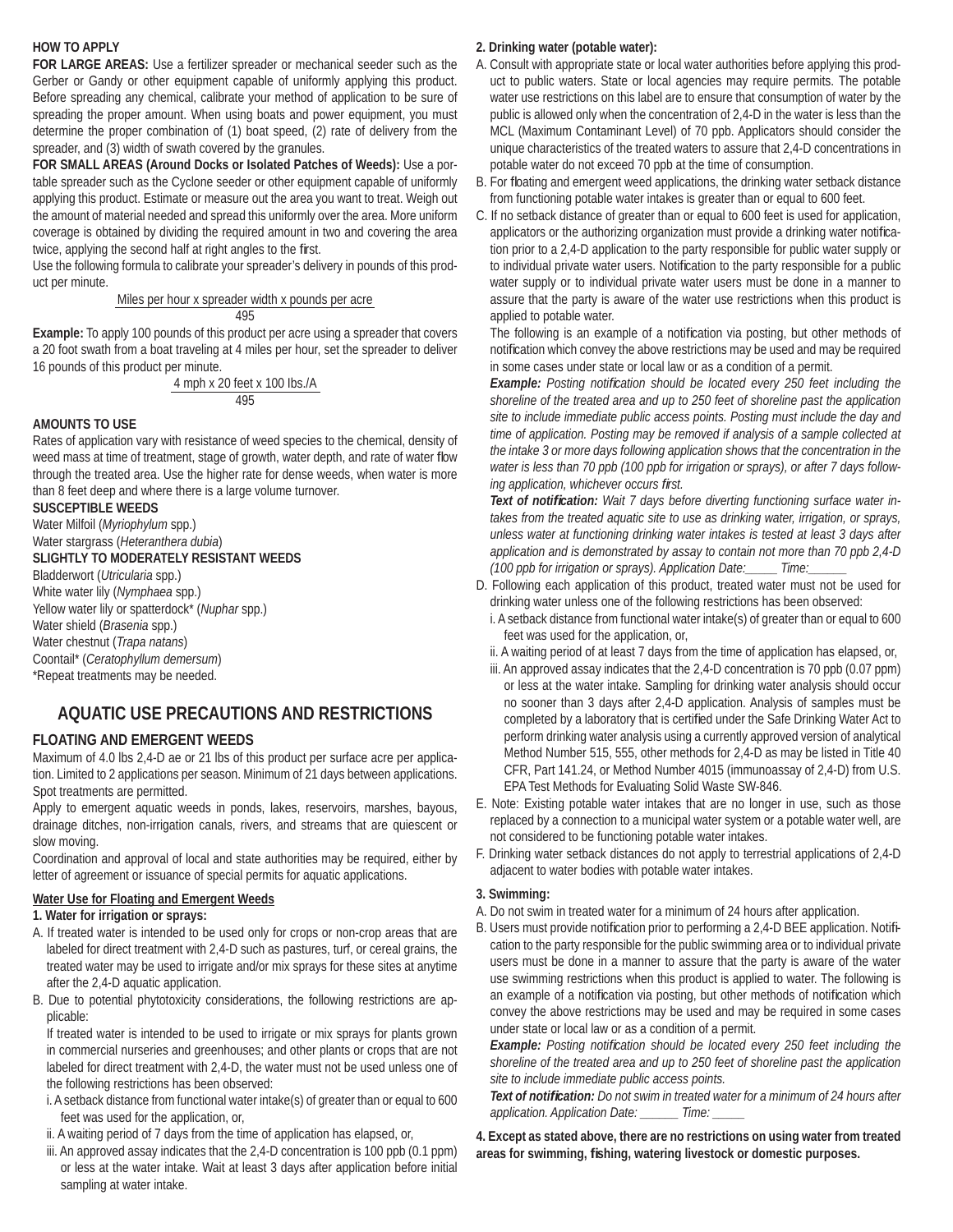**HOW TO APPLY**

**FOR LARGE AREAS:** Use a fertilizer spreader or mechanical seeder such as the Gerber or Gandy or other equipment capable of uniformly applying this product. Before spreading any chemical, calibrate your method of application to be sure of spreading the proper amount. When using boats and power equipment, you must determine the proper combination of (1) boat speed, (2) rate of delivery from the spreader, and (3) width of swath covered by the granules.

**FOR SMALL AREAS (Around Docks or Isolated Patches of Weeds):** Use a portable spreader such as the Cyclone seeder or other equipment capable of uniformly applying this product. Estimate or measure out the area you want to treat. Weigh out the amount of material needed and spread this uniformly over the area. More uniform coverage is obtained by dividing the required amount in two and covering the area twice, applying the second half at right angles to the first.

Use the following formula to calibrate your spreader's delivery in pounds of this product per minute.

$$\frac{\text{Miles per hour x spreader width x pounds per acre}}{495}$$

**Example:** To apply 100 pounds of this product per acre using a spreader that covers a 20 foot swath from a boat traveling at 4 miles per hour, set the spreader to deliver 16 pounds of this product per minute.

$$\frac{\text{4 mph x 20 feet x 100 lbs./A}}{495}$$

**AMOUNTS TO USE**

Rates of application vary with resistance of weed species to the chemical, density of weed mass at time of treatment, stage of growth, water depth, and rate of water flow through the treated area. Use the higher rate for dense weeds, when water is more than 8 feet deep and where there is a large volume turnover.

**SUSCEPTIBLE WEEDS**

Water Milfoil (*Myriophylum* spp.)
Water stargrass (*Heteranthera dubia*)

**SLIGHTLY TO MODERATELY RESISTANT WEEDS**

Bladderwort (*Utricularia* spp.)
White water lily (*Nymphaea* spp.)
Yellow water lily or spatterdock* (*Nuphar* spp.)
Water shield (*Brasenia* spp.)
Water chestnut (*Trapa natans*)
Coontail* (*Ceratophyllum demersum*)
*Repeat treatments may be needed.

## AQUATIC USE PRECAUTIONS AND RESTRICTIONS

### FLOATING AND EMERGENT WEEDS

Maximum of 4.0 lbs 2,4-D ae or 21 lbs of this product per surface acre per application. Limited to 2 applications per season. Minimum of 21 days between applications. Spot treatments are permitted.

Apply to emergent aquatic weeds in ponds, lakes, reservoirs, marshes, bayous, drainage ditches, non-irrigation canals, rivers, and streams that are quiescent or slow moving.

Coordination and approval of local and state authorities may be required, either by letter of agreement or issuance of special permits for aquatic applications.

**Water Use for Floating and Emergent Weeds**

**1. Water for irrigation or sprays:**

A. If treated water is intended to be used only for crops or non-crop areas that are labeled for direct treatment with 2,4-D such as pastures, turf, or cereal grains, the treated water may be used to irrigate and/or mix sprays for these sites at anytime after the 2,4-D aquatic application.

B. Due to potential phytotoxicity considerations, the following restrictions are applicable:

If treated water is intended to be used to irrigate or mix sprays for plants grown in commercial nurseries and greenhouses; and other plants or crops that are not labeled for direct treatment with 2,4-D, the water must not be used unless one of the following restrictions has been observed:

i. A setback distance from functional water intake(s) of greater than or equal to 600 feet was used for the application, or,

ii. A waiting period of 7 days from the time of application has elapsed, or,

iii. An approved assay indicates that the 2,4-D concentration is 100 ppb (0.1 ppm) or less at the water intake. Wait at least 3 days after application before initial sampling at water intake.

**2. Drinking water (potable water):**

A. Consult with appropriate state or local water authorities before applying this product to public waters. State or local agencies may require permits. The potable water use restrictions on this label are to ensure that consumption of water by the public is allowed only when the concentration of 2,4-D in the water is less than the MCL (Maximum Contaminant Level) of 70 ppb. Applicators should consider the unique characteristics of the treated waters to assure that 2,4-D concentrations in potable water do not exceed 70 ppb at the time of consumption.

B. For floating and emergent weed applications, the drinking water setback distance from functioning potable water intakes is greater than or equal to 600 feet.

C. If no setback distance of greater than or equal to 600 feet is used for application, applicators or the authorizing organization must provide a drinking water notification prior to a 2,4-D application to the party responsible for public water supply or to individual private water users. Notification to the party responsible for a public water supply or to individual private water users must be done in a manner to assure that the party is aware of the water use restrictions when this product is applied to potable water.

The following is an example of a notification via posting, but other methods of notification which convey the above restrictions may be used and may be required in some cases under state or local law or as a condition of a permit.

***Example:*** *Posting notification should be located every 250 feet including the shoreline of the treated area and up to 250 feet of shoreline past the application site to include immediate public access points. Posting must include the day and time of application. Posting may be removed if analysis of a sample collected at the intake 3 or more days following application shows that the concentration in the water is less than 70 ppb (100 ppb for irrigation or sprays), or after 7 days following application, whichever occurs first.*

***Text of notification:*** *Wait 7 days before diverting functioning surface water intakes from the treated aquatic site to use as drinking water, irrigation, or sprays, unless water at functioning drinking water intakes is tested at least 3 days after application and is demonstrated by assay to contain not more than 70 ppb 2,4-D (100 ppb for irrigation or sprays). Application Date:_____ Time:______*

D. Following each application of this product, treated water must not be used for drinking water unless one of the following restrictions has been observed:

i. A setback distance from functional water intake(s) of greater than or equal to 600 feet was used for the application, or,

ii. A waiting period of at least 7 days from the time of application has elapsed, or,

iii. An approved assay indicates that the 2,4-D concentration is 70 ppb (0.07 ppm) or less at the water intake. Sampling for drinking water analysis should occur no sooner than 3 days after 2,4-D application. Analysis of samples must be completed by a laboratory that is certified under the Safe Drinking Water Act to perform drinking water analysis using a currently approved version of analytical Method Number 515, 555, other methods for 2,4-D as may be listed in Title 40 CFR, Part 141.24, or Method Number 4015 (immunoassay of 2,4-D) from U.S. EPA Test Methods for Evaluating Solid Waste SW-846.

E. Note: Existing potable water intakes that are no longer in use, such as those replaced by a connection to a municipal water system or a potable water well, are not considered to be functioning potable water intakes.

F. Drinking water setback distances do not apply to terrestrial applications of 2,4-D adjacent to water bodies with potable water intakes.

**3. Swimming:**

A. Do not swim in treated water for a minimum of 24 hours after application.

B. Users must provide notification prior to performing a 2,4-D BEE application. Notification to the party responsible for the public swimming area or to individual private users must be done in a manner to assure that the party is aware of the water use swimming restrictions when this product is applied to water. The following is an example of a notification via posting, but other methods of notification which convey the above restrictions may be used and may be required in some cases under state or local law or as a condition of a permit.

***Example:*** *Posting notification should be located every 250 feet including the shoreline of the treated area and up to 250 feet of shoreline past the application site to include immediate public access points.*

***Text of notification:*** *Do not swim in treated water for a minimum of 24 hours after application. Application Date: ______ Time: _____*

**4. Except as stated above, there are no restrictions on using water from treated areas for swimming, fishing, watering livestock or domestic purposes.**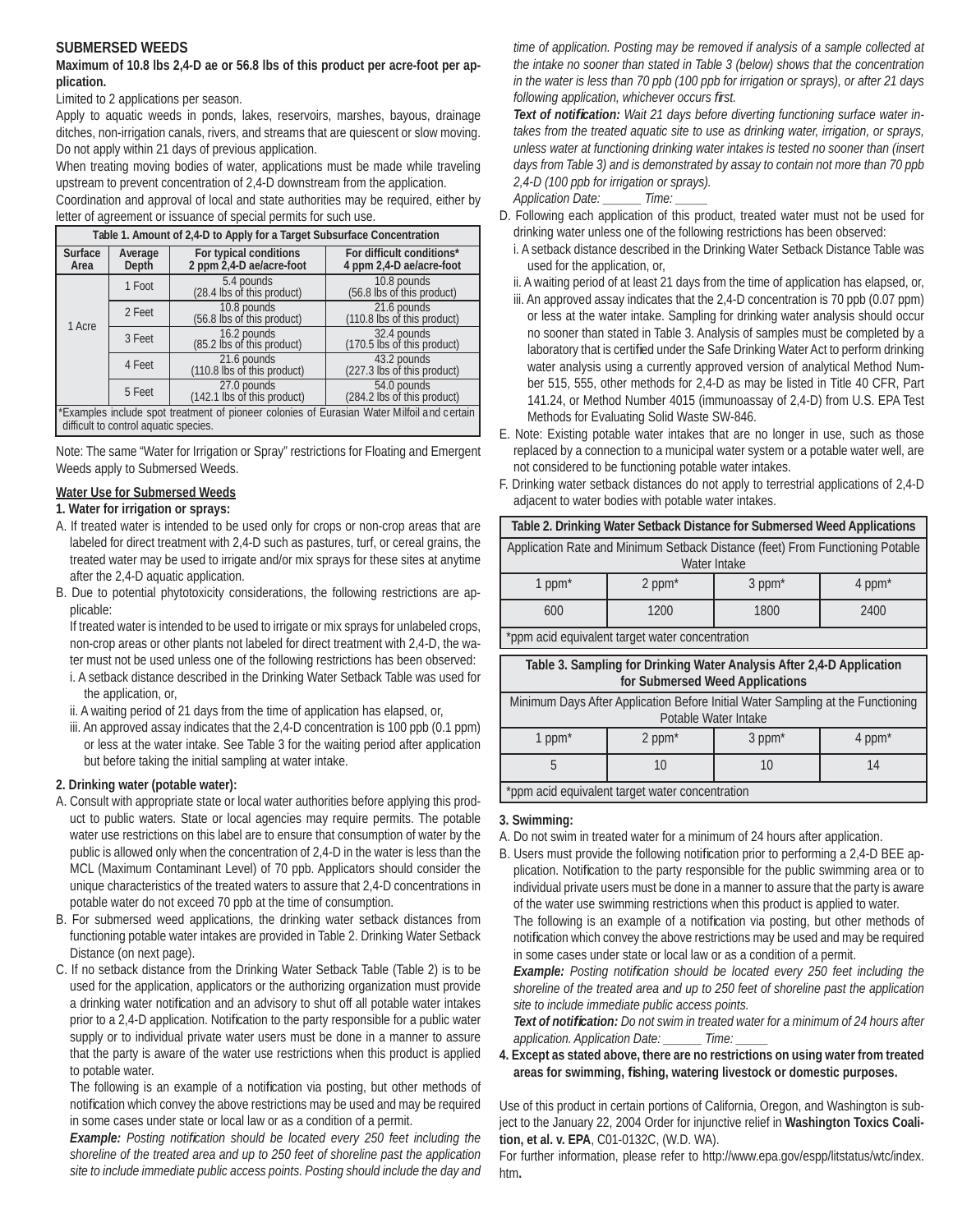## SUBMERSED WEEDS

**Maximum of 10.8 lbs 2,4-D ae or 56.8 lbs of this product per acre-foot per application.**

Limited to 2 applications per season.

Apply to aquatic weeds in ponds, lakes, reservoirs, marshes, bayous, drainage ditches, non-irrigation canals, rivers, and streams that are quiescent or slow moving. Do not apply within 21 days of previous application.

When treating moving bodies of water, applications must be made while traveling upstream to prevent concentration of 2,4-D downstream from the application.

Coordination and approval of local and state authorities may be required, either by letter of agreement or issuance of special permits for such use.

**Table 1. Amount of 2,4-D to Apply for a Target Subsurface Concentration**

| Surface Area | Average Depth | For typical conditions 2 ppm 2,4-D ae/acre-foot | For difficult conditions* 4 ppm 2,4-D ae/acre-foot |
|---|---|---|---|
| 1 Acre | 1 Foot | 5.4 pounds (28.4 lbs of this product) | 10.8 pounds (56.8 lbs of this product) |
| | 2 Feet | 10.8 pounds (56.8 lbs of this product) | 21.6 pounds (110.8 lbs of this product) |
| | 3 Feet | 16.2 pounds (85.2 lbs of this product) | 32.4 pounds (170.5 lbs of this product) |
| | 4 Feet | 21.6 pounds (110.8 lbs of this product) | 43.2 pounds (227.3 lbs of this product) |
| | 5 Feet | 27.0 pounds (142.1 lbs of this product) | 54.0 pounds (284.2 lbs of this product) |

*Examples include spot treatment of pioneer colonies of Eurasian Water Milfoil and certain difficult to control aquatic species.

Note: The same "Water for Irrigation or Spray" restrictions for Floating and Emergent Weeds apply to Submersed Weeds.

**Water Use for Submersed Weeds**

**1. Water for irrigation or sprays:**

A. If treated water is intended to be used only for crops or non-crop areas that are labeled for direct treatment with 2,4-D such as pastures, turf, or cereal grains, the treated water may be used to irrigate and/or mix sprays for these sites at anytime after the 2,4-D aquatic application.

B. Due to potential phytotoxicity considerations, the following restrictions are applicable:

If treated water is intended to be used to irrigate or mix sprays for unlabeled crops, non-crop areas or other plants not labeled for direct treatment with 2,4-D, the water must not be used unless one of the following restrictions has been observed:

i. A setback distance described in the Drinking Water Setback Table was used for the application, or,

ii. A waiting period of 21 days from the time of application has elapsed, or,

iii. An approved assay indicates that the 2,4-D concentration is 100 ppb (0.1 ppm) or less at the water intake. See Table 3 for the waiting period after application but before taking the initial sampling at water intake.

**2. Drinking water (potable water):**

A. Consult with appropriate state or local water authorities before applying this product to public waters. State or local agencies may require permits. The potable water use restrictions on this label are to ensure that consumption of water by the public is allowed only when the concentration of 2,4-D in the water is less than the MCL (Maximum Contaminant Level) of 70 ppb. Applicators should consider the unique characteristics of the treated waters to assure that 2,4-D concentrations in potable water do not exceed 70 ppb at the time of consumption.

B. For submersed weed applications, the drinking water setback distances from functioning potable water intakes are provided in Table 2. Drinking Water Setback Distance (on next page).

C. If no setback distance from the Drinking Water Setback Table (Table 2) is to be used for the application, applicators or the authorizing organization must provide a drinking water notification and an advisory to shut off all potable water intakes prior to a 2,4-D application. Notification to the party responsible for a public water supply or to individual private water users must be done in a manner to assure that the party is aware of the water use restrictions when this product is applied to potable water.

The following is an example of a notification via posting, but other methods of notification which convey the above restrictions may be used and may be required in some cases under state or local law or as a condition of a permit.

***Example:*** *Posting notification should be located every 250 feet including the shoreline of the treated area and up to 250 feet of shoreline past the application site to include immediate public access points. Posting should include the day and time of application. Posting may be removed if analysis of a sample collected at the intake no sooner than stated in Table 3 (below) shows that the concentration in the water is less than 70 ppb (100 ppb for irrigation or sprays), or after 21 days following application, whichever occurs first.*

***Text of notification:*** *Wait 21 days before diverting functioning surface water intakes from the treated aquatic site to use as drinking water, irrigation, or sprays, unless water at functioning drinking water intakes is tested no sooner than (insert days from Table 3) and is demonstrated by assay to contain not more than 70 ppb 2,4-D (100 ppb for irrigation or sprays).*

*Application Date: ______ Time: _____*

D. Following each application of this product, treated water must not be used for drinking water unless one of the following restrictions has been observed:

i. A setback distance described in the Drinking Water Setback Distance Table was used for the application, or,

ii. A waiting period of at least 21 days from the time of application has elapsed, or,

iii. An approved assay indicates that the 2,4-D concentration is 70 ppb (0.07 ppm) or less at the water intake. Sampling for drinking water analysis should occur no sooner than stated in Table 3. Analysis of samples must be completed by a laboratory that is certified under the Safe Drinking Water Act to perform drinking water analysis using a currently approved version of analytical Method Number 515, 555, other methods for 2,4-D as may be listed in Title 40 CFR, Part 141.24, or Method Number 4015 (immunoassay of 2,4-D) from U.S. EPA Test Methods for Evaluating Solid Waste SW-846.

E. Note: Existing potable water intakes that are no longer in use, such as those replaced by a connection to a municipal water system or a potable water well, are not considered to be functioning potable water intakes.

F. Drinking water setback distances do not apply to terrestrial applications of 2,4-D adjacent to water bodies with potable water intakes.

**Table 2. Drinking Water Setback Distance for Submersed Weed Applications**

| Application Rate and Minimum Setback Distance (feet) From Functioning Potable Water Intake | | | |
|---|---|---|---|
| 1 ppm* | 2 ppm* | 3 ppm* | 4 ppm* |
| 600 | 1200 | 1800 | 2400 |

*ppm acid equivalent target water concentration

**Table 3. Sampling for Drinking Water Analysis After 2,4-D Application for Submersed Weed Applications**

| Minimum Days After Application Before Initial Water Sampling at the Functioning Potable Water Intake | | | |
|---|---|---|---|
| 1 ppm* | 2 ppm* | 3 ppm* | 4 ppm* |
| 5 | 10 | 10 | 14 |

*ppm acid equivalent target water concentration

**3. Swimming:**

A. Do not swim in treated water for a minimum of 24 hours after application.

B. Users must provide the following notification prior to performing a 2,4-D BEE application. Notification to the party responsible for the public swimming area or to individual private users must be done in a manner to assure that the party is aware of the water use swimming restrictions when this product is applied to water.

The following is an example of a notification via posting, but other methods of notification which convey the above restrictions may be used and may be required in some cases under state or local law or as a condition of a permit.

***Example:*** *Posting notification should be located every 250 feet including the shoreline of the treated area and up to 250 feet of shoreline past the application site to include immediate public access points.*

***Text of notification:*** *Do not swim in treated water for a minimum of 24 hours after application. Application Date: ______ Time: _____*

**4. Except as stated above, there are no restrictions on using water from treated areas for swimming, fishing, watering livestock or domestic purposes.**

Use of this product in certain portions of California, Oregon, and Washington is subject to the January 22, 2004 Order for injunctive relief in **Washington Toxics Coalition, et al. v. EPA**, C01-0132C, (W.D. WA).

For further information, please refer to http://www.epa.gov/espp/litstatus/wtc/index.htm.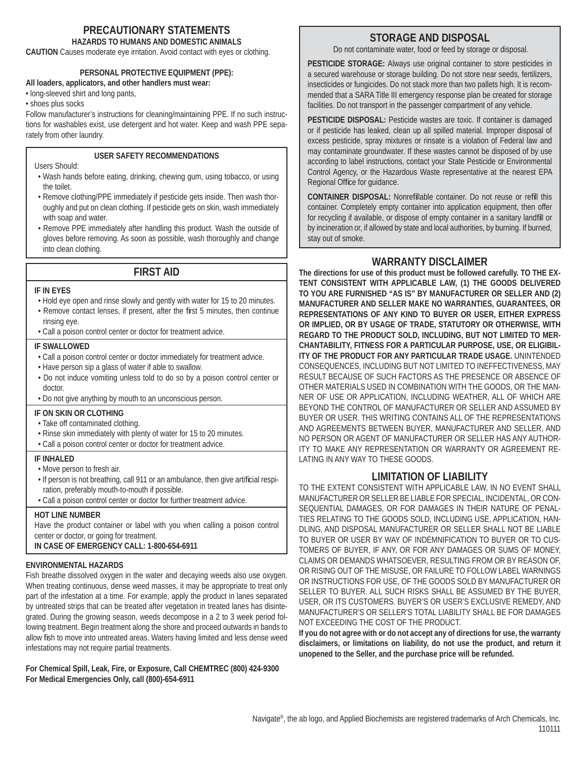## PRECAUTIONARY STATEMENTS

### HAZARDS TO HUMANS AND DOMESTIC ANIMALS

**CAUTION** Causes moderate eye irritation. Avoid contact with eyes or clothing.

### PERSONAL PROTECTIVE EQUIPMENT (PPE):

**All loaders, applicators, and other handlers must wear:**

- long-sleeved shirt and long pants,
- shoes plus socks

Follow manufacturer's instructions for cleaning/maintaining PPE. If no such instructions for washables exist, use detergent and hot water. Keep and wash PPE separately from other laundry.

### USER SAFETY RECOMMENDATIONS

Users Should:

- Wash hands before eating, drinking, chewing gum, using tobacco, or using the toilet.
- Remove clothing/PPE immediately if pesticide gets inside. Then wash thoroughly and put on clean clothing. If pesticide gets on skin, wash immediately with soap and water.
- Remove PPE immediately after handling this product. Wash the outside of gloves before removing. As soon as possible, wash thoroughly and change into clean clothing.

## FIRST AID

**IF IN EYES**

- Hold eye open and rinse slowly and gently with water for 15 to 20 minutes.
- Remove contact lenses, if present, after the first 5 minutes, then continue rinsing eye.
- Call a poison control center or doctor for treatment advice.

**IF SWALLOWED**

- Call a poison control center or doctor immediately for treatment advice.
- Have person sip a glass of water if able to swallow.
- Do not induce vomiting unless told to do so by a poison control center or doctor.
- Do not give anything by mouth to an unconscious person.

**IF ON SKIN OR CLOTHING**

- Take off contaminated clothing.
- Rinse skin immediately with plenty of water for 15 to 20 minutes.
- Call a poison control center or doctor for treatment advice.

**IF INHALED**

- Move person to fresh air.
- If person is not breathing, call 911 or an ambulance, then give artificial respiration, preferably mouth-to-mouth if possible.
- Call a poison control center or doctor for further treatment advice.

**HOT LINE NUMBER**

Have the product container or label with you when calling a poison control center or doctor, or going for treatment.

**IN CASE OF EMERGENCY CALL: 1-800-654-6911**

### ENVIRONMENTAL HAZARDS

Fish breathe dissolved oxygen in the water and decaying weeds also use oxygen. When treating continuous, dense weed masses, it may be appropriate to treat only part of the infestation at a time. For example, apply the product in lanes separated by untreated strips that can be treated after vegetation in treated lanes has disintegrated. During the growing season, weeds decompose in a 2 to 3 week period following treatment. Begin treatment along the shore and proceed outwards in bands to allow fish to move into untreated areas. Waters having limited and less dense weed infestations may not require partial treatments.

**For Chemical Spill, Leak, Fire, or Exposure, Call CHEMTREC (800) 424-9300**
**For Medical Emergencies Only, call (800)-654-6911**

## STORAGE AND DISPOSAL

Do not contaminate water, food or feed by storage or disposal.

**PESTICIDE STORAGE:** Always use original container to store pesticides in a secured warehouse or storage building. Do not store near seeds, fertilizers, insecticides or fungicides. Do not stack more than two pallets high. It is recommended that a SARA Title III emergency response plan be created for storage facilities. Do not transport in the passenger compartment of any vehicle.

**PESTICIDE DISPOSAL:** Pesticide wastes are toxic. If container is damaged or if pesticide has leaked, clean up all spilled material. Improper disposal of excess pesticide, spray mixtures or rinsate is a violation of Federal law and may contaminate groundwater. If these wastes cannot be disposed of by use according to label instructions, contact your State Pesticide or Environmental Control Agency, or the Hazardous Waste representative at the nearest EPA Regional Office for guidance.

**CONTAINER DISPOSAL:** Nonrefillable container. Do not reuse or refill this container. Completely empty container into application equipment, then offer for recycling if available, or dispose of empty container in a sanitary landfill or by incineration or, if allowed by state and local authorities, by burning. If burned, stay out of smoke.

## WARRANTY DISCLAIMER

**The directions for use of this product must be followed carefully. TO THE EXTENT CONSISTENT WITH APPLICABLE LAW, (1) THE GOODS DELIVERED TO YOU ARE FURNISHED "AS IS" BY MANUFACTURER OR SELLER AND (2) MANUFACTURER AND SELLER MAKE NO WARRANTIES, GUARANTEES, OR REPRESENTATIONS OF ANY KIND TO BUYER OR USER, EITHER EXPRESS OR IMPLIED, OR BY USAGE OF TRADE, STATUTORY OR OTHERWISE, WITH REGARD TO THE PRODUCT SOLD, INCLUDING, BUT NOT LIMITED TO MERCHANTABILITY, FITNESS FOR A PARTICULAR PURPOSE, USE, OR ELIGIBILITY OF THE PRODUCT FOR ANY PARTICULAR TRADE USAGE.** UNINTENDED CONSEQUENCES, INCLUDING BUT NOT LIMITED TO INEFFECTIVENESS, MAY RESULT BECAUSE OF SUCH FACTORS AS THE PRESENCE OR ABSENCE OF OTHER MATERIALS USED IN COMBINATION WITH THE GOODS, OR THE MANNER OF USE OR APPLICATION, INCLUDING WEATHER, ALL OF WHICH ARE BEYOND THE CONTROL OF MANUFACTURER OR SELLER AND ASSUMED BY BUYER OR USER. THIS WRITING CONTAINS ALL OF THE REPRESENTATIONS AND AGREEMENTS BETWEEN BUYER, MANUFACTURER AND SELLER, AND NO PERSON OR AGENT OF MANUFACTURER OR SELLER HAS ANY AUTHORITY TO MAKE ANY REPRESENTATION OR WARRANTY OR AGREEMENT RELATING IN ANY WAY TO THESE GOODS.

## LIMITATION OF LIABILITY

TO THE EXTENT CONSISTENT WITH APPLICABLE LAW, IN NO EVENT SHALL MANUFACTURER OR SELLER BE LIABLE FOR SPECIAL, INCIDENTAL, OR CONSEQUENTIAL DAMAGES, OR FOR DAMAGES IN THEIR NATURE OF PENALTIES RELATING TO THE GOODS SOLD, INCLUDING USE, APPLICATION, HANDLING, AND DISPOSAL MANUFACTURER OR SELLER SHALL NOT BE LIABLE TO BUYER OR USER BY WAY OF INDEMNIFICATION TO BUYER OR TO CUSTOMERS OF BUYER, IF ANY, OR FOR ANY DAMAGES OR SUMS OF MONEY, CLAIMS OR DEMANDS WHATSOEVER, RESULTING FROM OR BY REASON OF, OR RISING OUT OF THE MISUSE, OR FAILURE TO FOLLOW LABEL WARNINGS OR INSTRUCTIONS FOR USE, OF THE GOODS SOLD BY MANUFACTURER OR SELLER TO BUYER. ALL SUCH RISKS SHALL BE ASSUMED BY THE BUYER, USER, OR ITS CUSTOMERS. BUYER'S OR USER'S EXCLUSIVE REMEDY, AND MANUFACTURER'S OR SELLER'S TOTAL LIABILITY SHALL BE FOR DAMAGES NOT EXCEEDING THE COST OF THE PRODUCT.

**If you do not agree with or do not accept any of directions for use, the warranty disclaimers, or limitations on liability, do not use the product, and return it unopened to the Seller, and the purchase price will be refunded.**

Navigate®, the ab logo, and Applied Biochemists are registered trademarks of Arch Chemicals, Inc.
110111